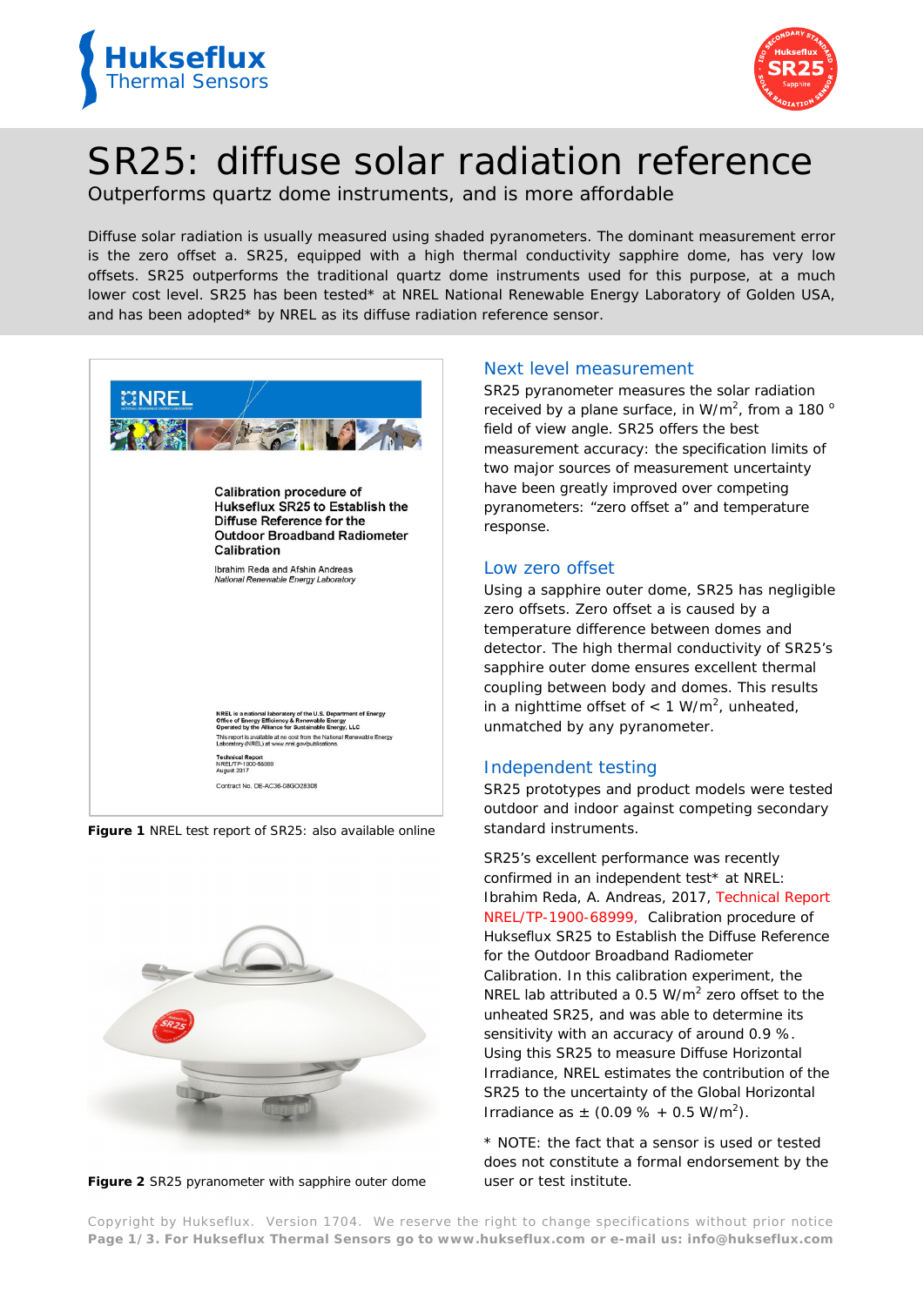# SR25: diffuse solar radiation reference

Outperforms quartz dome instruments, and is more affordable

Diffuse solar radiation is usually measured using shaded pyranometers. The dominant measurement error is the zero offset a. SR25, equipped with a high thermal conductivity sapphire dome, has very low offsets. SR25 outperforms the traditional quartz dome instruments used for this purpose, at a much lower cost level. SR25 has been tested* at NREL National Renewable Energy Laboratory of Golden USA, and has been adopted* by NREL as its diffuse radiation reference sensor.

**Figure 1** NREL test report of SR25: also available online

**Figure 2** SR25 pyranometer with sapphire outer dome

## Next level measurement

SR25 pyranometer measures the solar radiation received by a plane surface, in W/m$^2$, from a 180 ° field of view angle. SR25 offers the best measurement accuracy: the specification limits of two major sources of measurement uncertainty have been greatly improved over competing pyranometers: “zero offset a” and temperature response.

## Low zero offset

Using a sapphire outer dome, SR25 has negligible zero offsets. Zero offset a is caused by a temperature difference between domes and detector. The high thermal conductivity of SR25’s sapphire outer dome ensures excellent thermal coupling between body and domes. This results in a nighttime offset of < 1 W/m$^2$, unheated, unmatched by any pyranometer.

## Independent testing

SR25 prototypes and product models were tested outdoor and indoor against competing secondary standard instruments.

SR25’s excellent performance was recently confirmed in an independent test* at NREL: Ibrahim Reda, A. Andreas, 2017, Technical Report NREL/TP-1900-68999, Calibration procedure of Hukseflux SR25 to Establish the Diffuse Reference for the Outdoor Broadband Radiometer Calibration. In this calibration experiment, the NREL lab attributed a 0.5 W/m$^2$ zero offset to the unheated SR25, and was able to determine its sensitivity with an accuracy of around 0.9 %. Using this SR25 to measure Diffuse Horizontal Irradiance, NREL estimates the contribution of the SR25 to the uncertainty of the Global Horizontal Irradiance as ± (0.09 % + 0.5 W/m$^2$).

\* NOTE: the fact that a sensor is used or tested does not constitute a formal endorsement by the user or test institute.

Copyright by Hukseflux. Version 1704. We reserve the right to change specifications without prior notice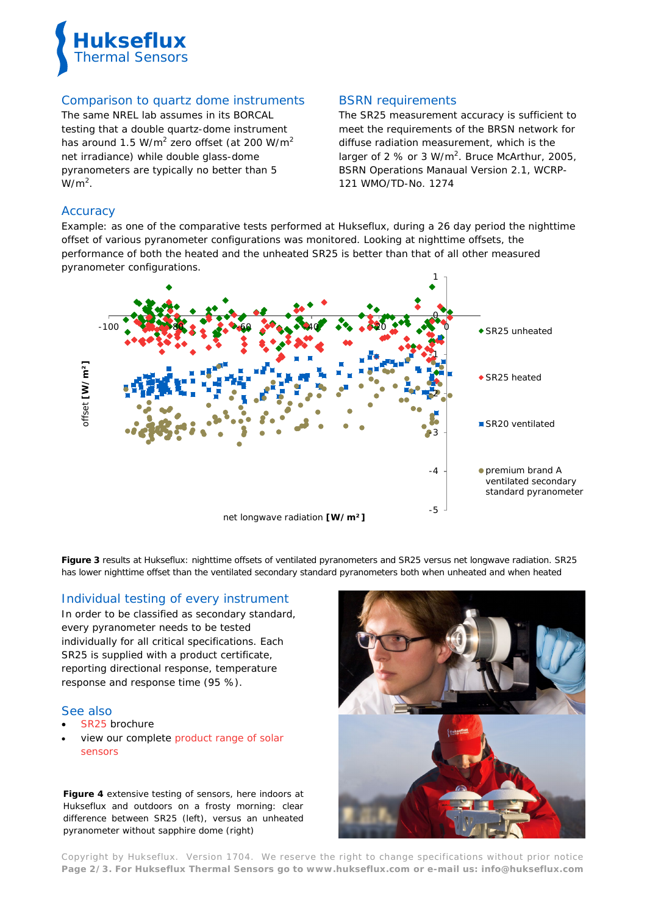## Comparison to quartz dome instruments

The same NREL lab assumes in its BORCAL testing that a double quartz-dome instrument has around 1.5 W/m$^2$ zero offset (at 200 W/m$^2$ net irradiance) while double glass-dome pyranometers are typically no better than 5 W/m$^2$.

## BSRN requirements

The SR25 measurement accuracy is sufficient to meet the requirements of the BRSN network for diffuse radiation measurement, which is the larger of 2 % or 3 W/m$^2$. Bruce McArthur, 2005, BSRN Operations Manaual Version 2.1, WCRP-121 WMO/TD-No. 1274

## Accuracy

Example: as one of the comparative tests performed at Hukseflux, during a 26 day period the nighttime offset of various pyranometer configurations was monitored. Looking at nighttime offsets, the performance of both the heated and the unheated SR25 is better than that of all other measured pyranometer configurations.

**Figure 3** results at Hukseflux: nighttime offsets of ventilated pyranometers and SR25 versus net longwave radiation. SR25 has lower nighttime offset than the ventilated secondary standard pyranometers both when unheated and when heated

## Individual testing of every instrument

In order to be classified as secondary standard, every pyranometer needs to be tested individually for all critical specifications. Each SR25 is supplied with a product certificate, reporting directional response, temperature response and response time (95 %).

## See also

- SR25 brochure
- view our complete product range of solar sensors

**Figure 4** extensive testing of sensors, here indoors at Hukseflux and outdoors on a frosty morning: clear difference between SR25 (left), versus an unheated pyranometer without sapphire dome (right)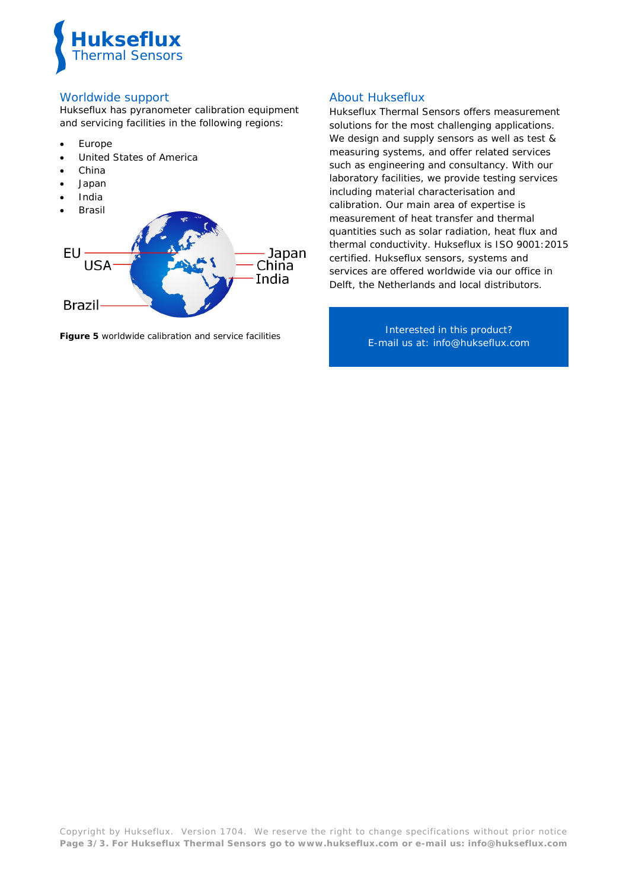## Worldwide support

Hukseflux has pyranometer calibration equipment and servicing facilities in the following regions:

- Europe
- United States of America
- China
- Japan
- India
- Brasil

EU
USA
Brazil
Japan
China
India

**Figure 5** worldwide calibration and service facilities

## About Hukseflux

Hukseflux Thermal Sensors offers measurement solutions for the most challenging applications. We design and supply sensors as well as test & measuring systems, and offer related services such as engineering and consultancy. With our laboratory facilities, we provide testing services including material characterisation and calibration. Our main area of expertise is measurement of heat transfer and thermal quantities such as solar radiation, heat flux and thermal conductivity. Hukseflux is ISO 9001:2015 certified. Hukseflux sensors, systems and services are offered worldwide via our office in Delft, the Netherlands and local distributors.

Interested in this product?
E-mail us at: info@hukseflux.com

Copyright by Hukseflux. Version 1704. We reserve the right to change specifications without prior notice